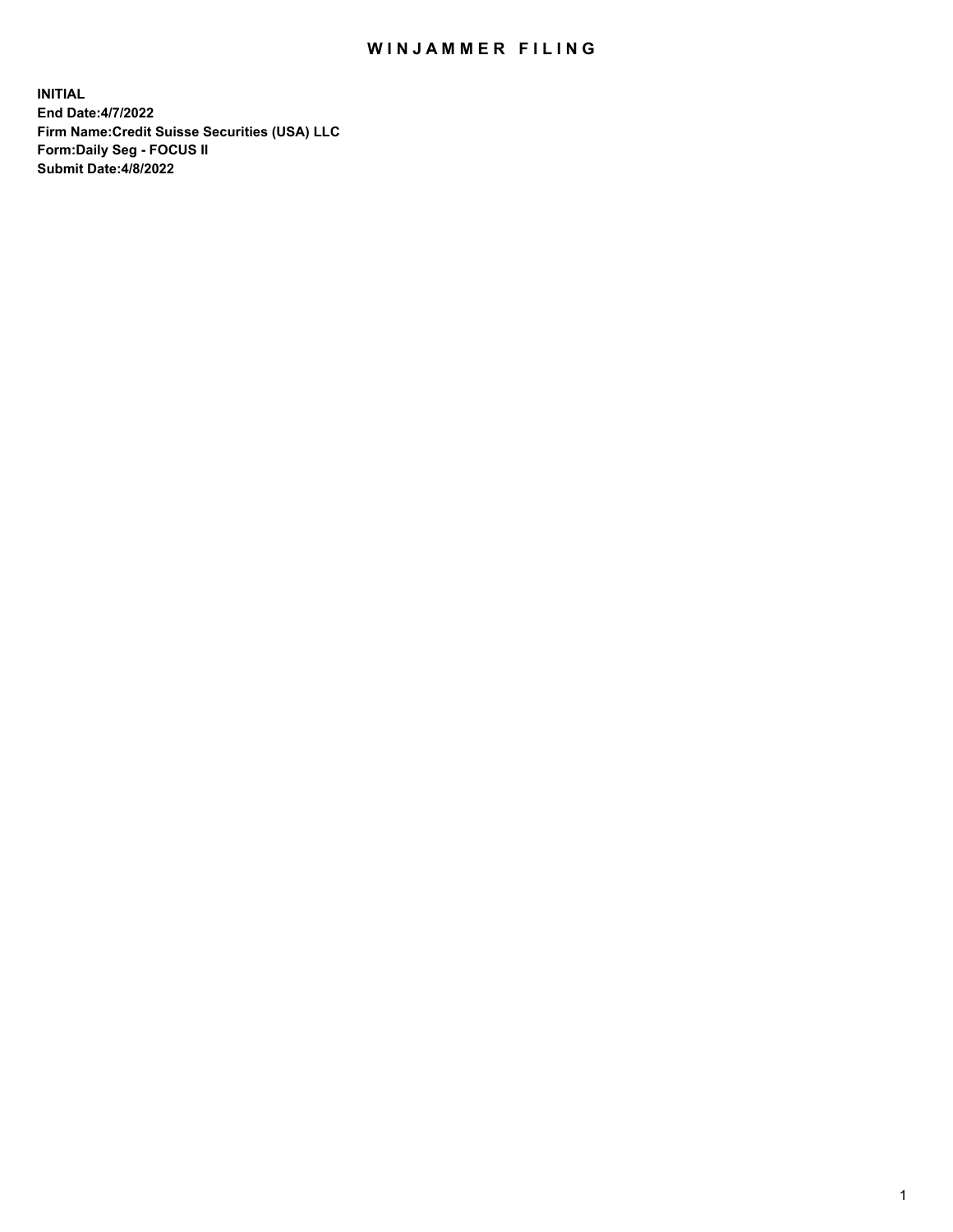# WINJAMMER FILING

**INITIAL**
**End Date:4/7/2022**
**Firm Name:Credit Suisse Securities (USA) LLC**
**Form:Daily Seg - FOCUS II**
**Submit Date:4/8/2022**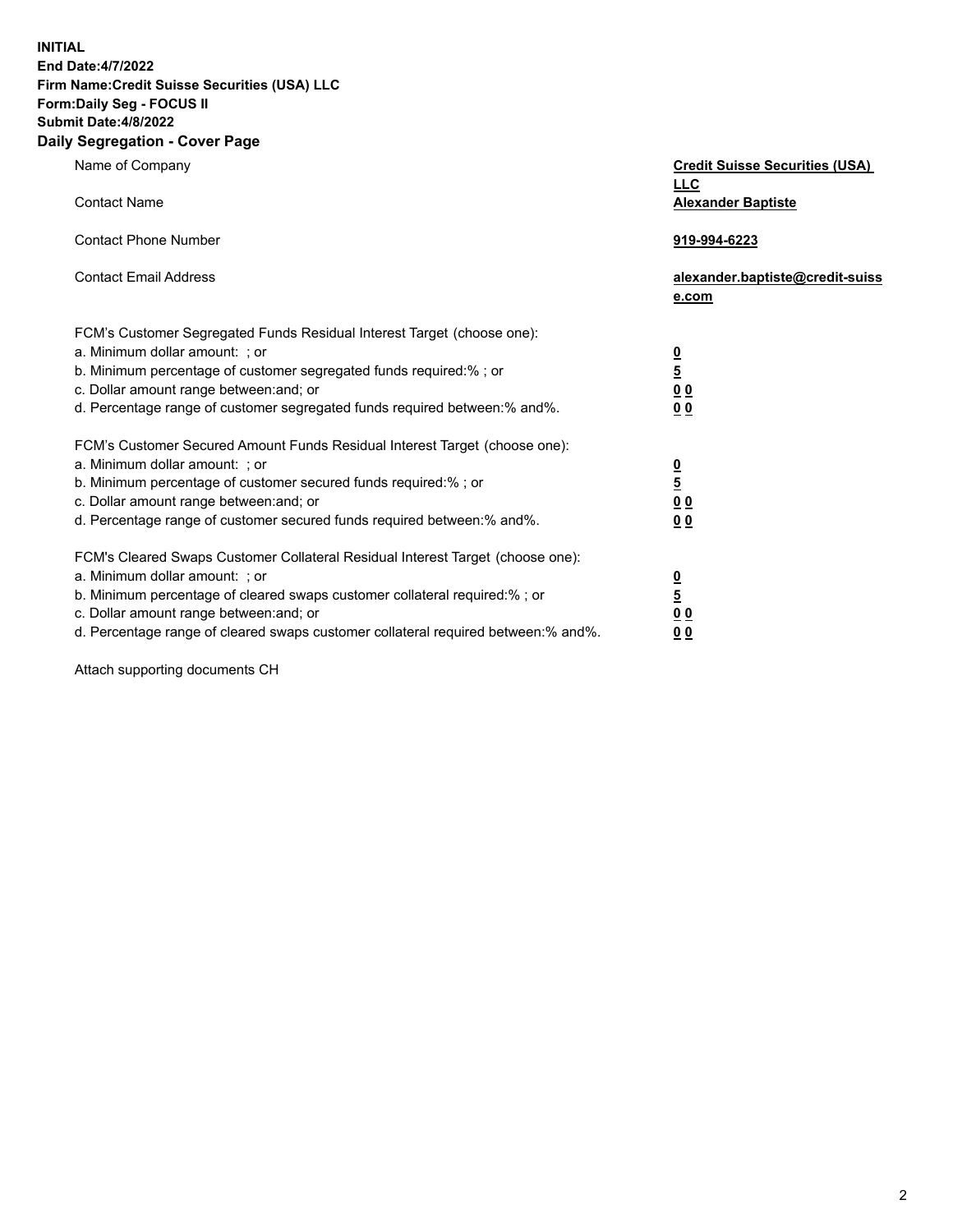**INITIAL**
**End Date:4/7/2022**
**Firm Name:Credit Suisse Securities (USA) LLC**
**Form:Daily Seg - FOCUS II**
**Submit Date:4/8/2022**

## Daily Segregation - Cover Page

| | |
|---|---|
| Name of Company | **Credit Suisse Securities (USA) LLC** |
| Contact Name | **Alexander Baptiste** |
| Contact Phone Number | **919-994-6223** |
| Contact Email Address | **alexander.baptiste@credit-suisse.com** |
| FCM's Customer Segregated Funds Residual Interest Target (choose one): | |
| a. Minimum dollar amount: ; or | **0** |
| b. Minimum percentage of customer segregated funds required:% ; or | **5** |
| c. Dollar amount range between:and; or | **0 0** |
| d. Percentage range of customer segregated funds required between:% and%. | **0 0** |
| FCM's Customer Secured Amount Funds Residual Interest Target (choose one): | |
| a. Minimum dollar amount: ; or | **0** |
| b. Minimum percentage of customer secured funds required:% ; or | **5** |
| c. Dollar amount range between:and; or | **0 0** |
| d. Percentage range of customer secured funds required between:% and%. | **0 0** |
| FCM's Cleared Swaps Customer Collateral Residual Interest Target (choose one): | |
| a. Minimum dollar amount: ; or | **0** |
| b. Minimum percentage of cleared swaps customer collateral required:% ; or | **5** |
| c. Dollar amount range between:and; or | **0 0** |
| d. Percentage range of cleared swaps customer collateral required between:% and%. | **0 0** |

Attach supporting documents CH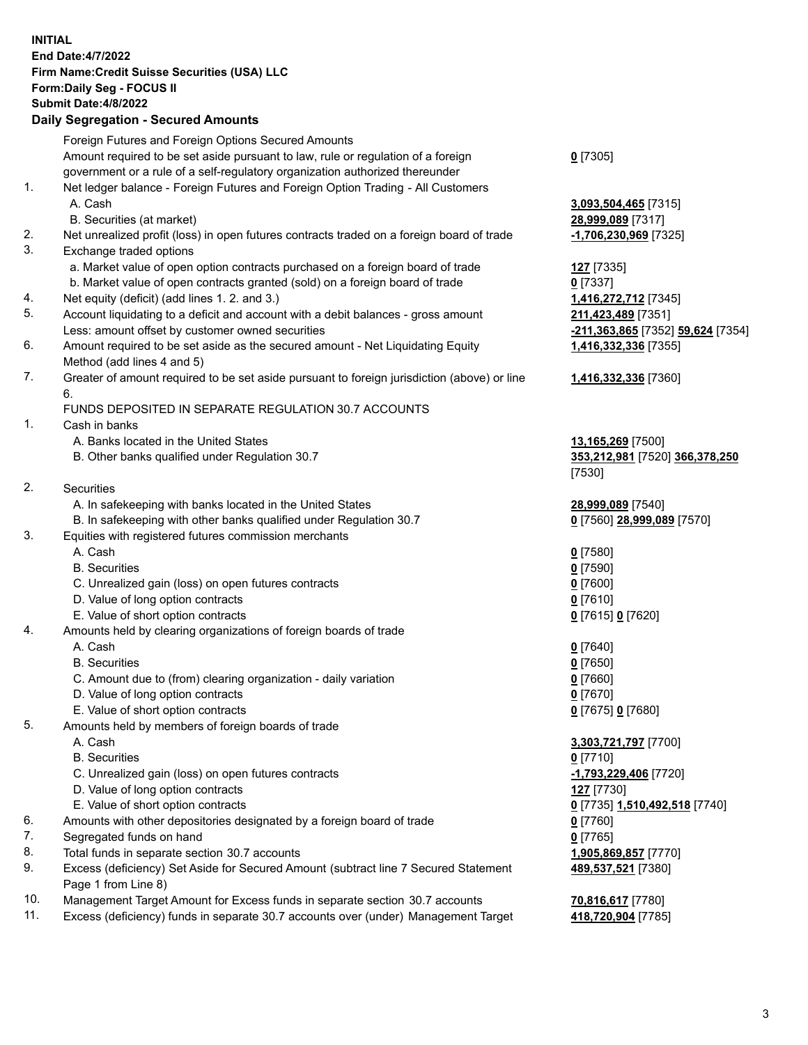**INITIAL**
**End Date:4/7/2022**
**Firm Name:Credit Suisse Securities (USA) LLC**
**Form:Daily Seg - FOCUS II**
**Submit Date:4/8/2022**

## Daily Segregation - Secured Amounts

| | | |
|---|---|---|
| | Foreign Futures and Foreign Options Secured Amounts | |
| | Amount required to be set aside pursuant to law, rule or regulation of a foreign government or a rule of a self-regulatory organization authorized thereunder | **0** [7305] |
| 1. | Net ledger balance - Foreign Futures and Foreign Option Trading - All Customers | |
| | A. Cash | **3,093,504,465** [7315] |
| | B. Securities (at market) | **28,999,089** [7317] |
| 2. | Net unrealized profit (loss) in open futures contracts traded on a foreign board of trade | **-1,706,230,969** [7325] |
| 3. | Exchange traded options | |
| | a. Market value of open option contracts purchased on a foreign board of trade | **127** [7335] |
| | b. Market value of open contracts granted (sold) on a foreign board of trade | **0** [7337] |
| 4. | Net equity (deficit) (add lines 1. 2. and 3.) | **1,416,272,712** [7345] |
| 5. | Account liquidating to a deficit and account with a debit balances - gross amount | **211,423,489** [7351] |
| | Less: amount offset by customer owned securities | **-211,363,865** [7352] **59,624** [7354] |
| 6. | Amount required to be set aside as the secured amount - Net Liquidating Equity Method (add lines 4 and 5) | **1,416,332,336** [7355] |
| 7. | Greater of amount required to be set aside pursuant to foreign jurisdiction (above) or line 6. | **1,416,332,336** [7360] |
| | FUNDS DEPOSITED IN SEPARATE REGULATION 30.7 ACCOUNTS | |
| 1. | Cash in banks | |
| | A. Banks located in the United States | **13,165,269** [7500] |
| | B. Other banks qualified under Regulation 30.7 | **353,212,981** [7520] **366,378,250** [7530] |
| 2. | Securities | |
| | A. In safekeeping with banks located in the United States | **28,999,089** [7540] |
| | B. In safekeeping with other banks qualified under Regulation 30.7 | **0** [7560] **28,999,089** [7570] |
| 3. | Equities with registered futures commission merchants | |
| | A. Cash | **0** [7580] |
| | B. Securities | **0** [7590] |
| | C. Unrealized gain (loss) on open futures contracts | **0** [7600] |
| | D. Value of long option contracts | **0** [7610] |
| | E. Value of short option contracts | **0** [7615] **0** [7620] |
| 4. | Amounts held by clearing organizations of foreign boards of trade | |
| | A. Cash | **0** [7640] |
| | B. Securities | **0** [7650] |
| | C. Amount due to (from) clearing organization - daily variation | **0** [7660] |
| | D. Value of long option contracts | **0** [7670] |
| | E. Value of short option contracts | **0** [7675] **0** [7680] |
| 5. | Amounts held by members of foreign boards of trade | |
| | A. Cash | **3,303,721,797** [7700] |
| | B. Securities | **0** [7710] |
| | C. Unrealized gain (loss) on open futures contracts | **-1,793,229,406** [7720] |
| | D. Value of long option contracts | **127** [7730] |
| | E. Value of short option contracts | **0** [7735] **1,510,492,518** [7740] |
| 6. | Amounts with other depositories designated by a foreign board of trade | **0** [7760] |
| 7. | Segregated funds on hand | **0** [7765] |
| 8. | Total funds in separate section 30.7 accounts | **1,905,869,857** [7770] |
| 9. | Excess (deficiency) Set Aside for Secured Amount (subtract line 7 Secured Statement Page 1 from Line 8) | **489,537,521** [7380] |
| 10. | Management Target Amount for Excess funds in separate section 30.7 accounts | **70,816,617** [7780] |
| 11. | Excess (deficiency) funds in separate 30.7 accounts over (under) Management Target | **418,720,904** [7785] |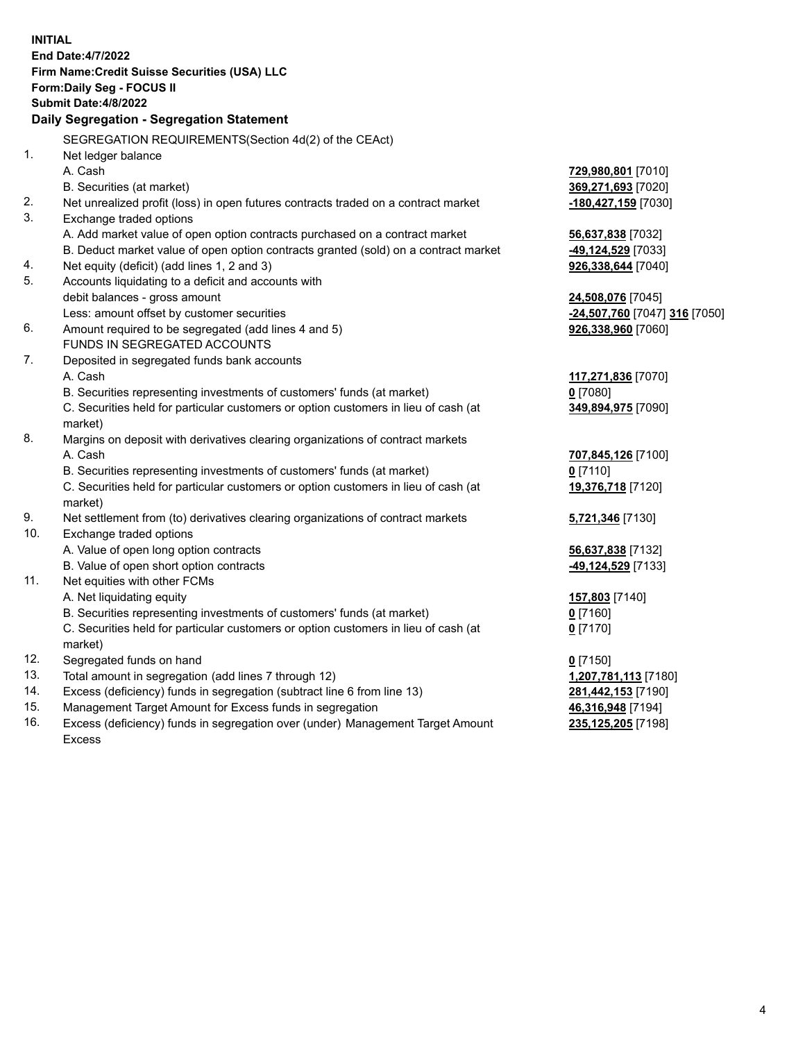**INITIAL**
**End Date:4/7/2022**
**Firm Name:Credit Suisse Securities (USA) LLC**
**Form:Daily Seg - FOCUS II**
**Submit Date:4/8/2022**

## Daily Segregation - Segregation Statement

SEGREGATION REQUIREMENTS(Section 4d(2) of the CEAct)

| | | |
|---|---|---|
| 1. | Net ledger balance | |
| | A. Cash | **729,980,801** [7010] |
| | B. Securities (at market) | **369,271,693** [7020] |
| 2. | Net unrealized profit (loss) in open futures contracts traded on a contract market | **-180,427,159** [7030] |
| 3. | Exchange traded options | |
| | A. Add market value of open option contracts purchased on a contract market | **56,637,838** [7032] |
| | B. Deduct market value of open option contracts granted (sold) on a contract market | **-49,124,529** [7033] |
| 4. | Net equity (deficit) (add lines 1, 2 and 3) | **926,338,644** [7040] |
| 5. | Accounts liquidating to a deficit and accounts with debit balances - gross amount | **24,508,076** [7045] |
| | Less: amount offset by customer securities | **-24,507,760** [7047] **316** [7050] |
| 6. | Amount required to be segregated (add lines 4 and 5) | **926,338,960** [7060] |
| | FUNDS IN SEGREGATED ACCOUNTS | |
| 7. | Deposited in segregated funds bank accounts | |
| | A. Cash | **117,271,836** [7070] |
| | B. Securities representing investments of customers' funds (at market) | **0** [7080] |
| | C. Securities held for particular customers or option customers in lieu of cash (at market) | **349,894,975** [7090] |
| 8. | Margins on deposit with derivatives clearing organizations of contract markets | |
| | A. Cash | **707,845,126** [7100] |
| | B. Securities representing investments of customers' funds (at market) | **0** [7110] |
| | C. Securities held for particular customers or option customers in lieu of cash (at market) | **19,376,718** [7120] |
| 9. | Net settlement from (to) derivatives clearing organizations of contract markets | **5,721,346** [7130] |
| 10. | Exchange traded options | |
| | A. Value of open long option contracts | **56,637,838** [7132] |
| | B. Value of open short option contracts | **-49,124,529** [7133] |
| 11. | Net equities with other FCMs | |
| | A. Net liquidating equity | **157,803** [7140] |
| | B. Securities representing investments of customers' funds (at market) | **0** [7160] |
| | C. Securities held for particular customers or option customers in lieu of cash (at market) | **0** [7170] |
| 12. | Segregated funds on hand | **0** [7150] |
| 13. | Total amount in segregation (add lines 7 through 12) | **1,207,781,113** [7180] |
| 14. | Excess (deficiency) funds in segregation (subtract line 6 from line 13) | **281,442,153** [7190] |
| 15. | Management Target Amount for Excess funds in segregation | **46,316,948** [7194] |
| 16. | Excess (deficiency) funds in segregation over (under) Management Target Amount Excess | **235,125,205** [7198] |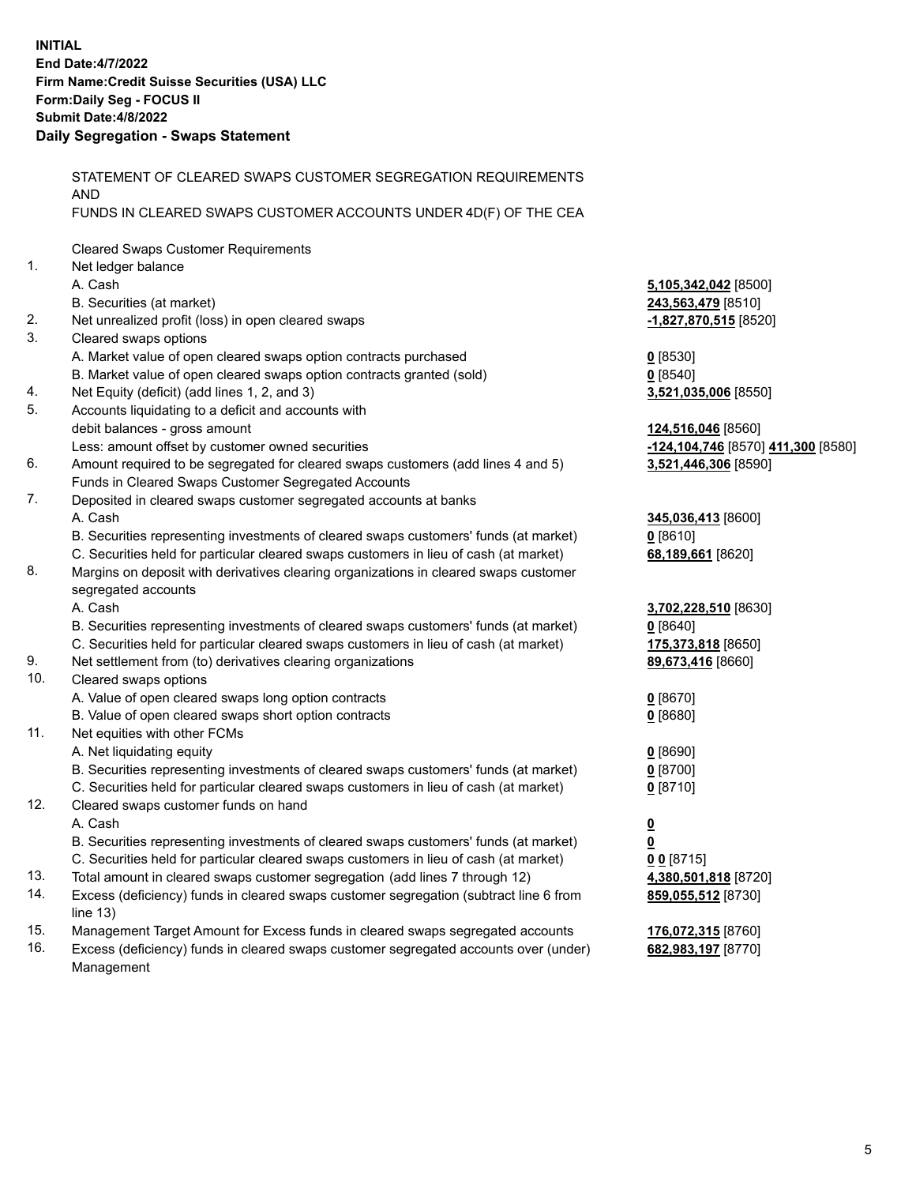**INITIAL**
**End Date:4/7/2022**
**Firm Name:Credit Suisse Securities (USA) LLC**
**Form:Daily Seg - FOCUS II**
**Submit Date:4/8/2022**
**Daily Segregation - Swaps Statement**

STATEMENT OF CLEARED SWAPS CUSTOMER SEGREGATION REQUIREMENTS AND FUNDS IN CLEARED SWAPS CUSTOMER ACCOUNTS UNDER 4D(F) OF THE CEA

| | | |
|---|---|---|
| | Cleared Swaps Customer Requirements | |
| 1. | Net ledger balance | |
| | A. Cash | **5,105,342,042** [8500] |
| | B. Securities (at market) | **243,563,479** [8510] |
| 2. | Net unrealized profit (loss) in open cleared swaps | **-1,827,870,515** [8520] |
| 3. | Cleared swaps options | |
| | A. Market value of open cleared swaps option contracts purchased | **0** [8530] |
| | B. Market value of open cleared swaps option contracts granted (sold) | **0** [8540] |
| 4. | Net Equity (deficit) (add lines 1, 2, and 3) | **3,521,035,006** [8550] |
| 5. | Accounts liquidating to a deficit and accounts with debit balances - gross amount | **124,516,046** [8560] |
| | Less: amount offset by customer owned securities | **-124,104,746** [8570] **411,300** [8580] |
| 6. | Amount required to be segregated for cleared swaps customers (add lines 4 and 5) | **3,521,446,306** [8590] |
| | Funds in Cleared Swaps Customer Segregated Accounts | |
| 7. | Deposited in cleared swaps customer segregated accounts at banks | |
| | A. Cash | **345,036,413** [8600] |
| | B. Securities representing investments of cleared swaps customers' funds (at market) | **0** [8610] |
| | C. Securities held for particular cleared swaps customers in lieu of cash (at market) | **68,189,661** [8620] |
| 8. | Margins on deposit with derivatives clearing organizations in cleared swaps customer segregated accounts | |
| | A. Cash | **3,702,228,510** [8630] |
| | B. Securities representing investments of cleared swaps customers' funds (at market) | **0** [8640] |
| | C. Securities held for particular cleared swaps customers in lieu of cash (at market) | **175,373,818** [8650] |
| 9. | Net settlement from (to) derivatives clearing organizations | **89,673,416** [8660] |
| 10. | Cleared swaps options | |
| | A. Value of open cleared swaps long option contracts | **0** [8670] |
| | B. Value of open cleared swaps short option contracts | **0** [8680] |
| 11. | Net equities with other FCMs | |
| | A. Net liquidating equity | **0** [8690] |
| | B. Securities representing investments of cleared swaps customers' funds (at market) | **0** [8700] |
| | C. Securities held for particular cleared swaps customers in lieu of cash (at market) | **0** [8710] |
| 12. | Cleared swaps customer funds on hand | |
| | A. Cash | **0** |
| | B. Securities representing investments of cleared swaps customers' funds (at market) | **0** |
| | C. Securities held for particular cleared swaps customers in lieu of cash (at market) | **0** **0** [8715] |
| 13. | Total amount in cleared swaps customer segregation (add lines 7 through 12) | **4,380,501,818** [8720] |
| 14. | Excess (deficiency) funds in cleared swaps customer segregation (subtract line 6 from line 13) | **859,055,512** [8730] |
| 15. | Management Target Amount for Excess funds in cleared swaps segregated accounts | **176,072,315** [8760] |
| 16. | Excess (deficiency) funds in cleared swaps customer segregated accounts over (under) Management | **682,983,197** [8770] |